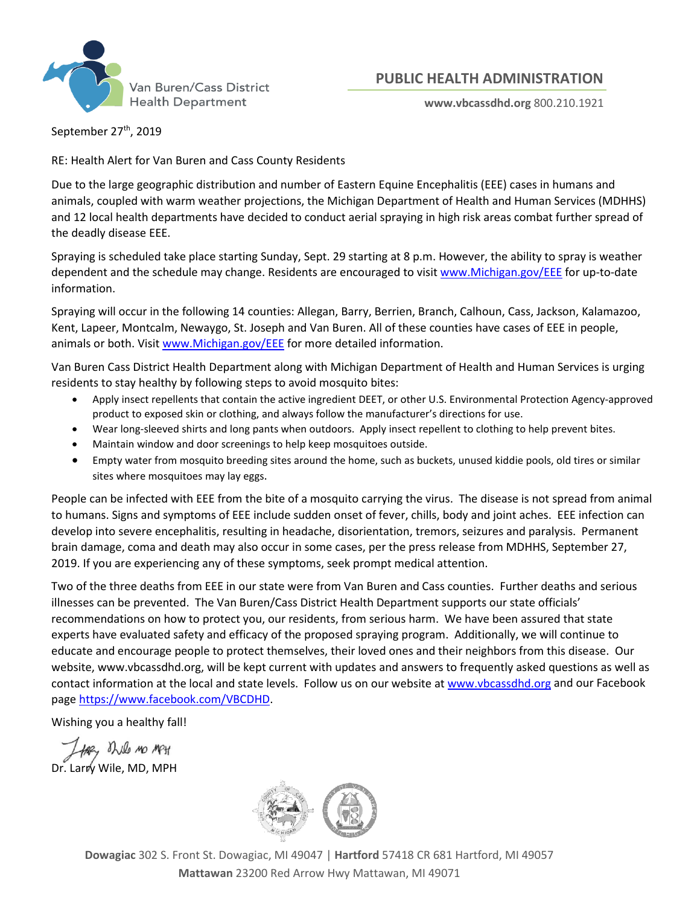Van Buren/Cass District Health Department

## PUBLIC HEALTH ADMINISTRATION

**www.vbcassdhd.org** 800.210.1921

September 27th, 2019

RE: Health Alert for Van Buren and Cass County Residents

Due to the large geographic distribution and number of Eastern Equine Encephalitis (EEE) cases in humans and animals, coupled with warm weather projections, the Michigan Department of Health and Human Services (MDHHS) and 12 local health departments have decided to conduct aerial spraying in high risk areas combat further spread of the deadly disease EEE.

Spraying is scheduled take place starting Sunday, Sept. 29 starting at 8 p.m. However, the ability to spray is weather dependent and the schedule may change. Residents are encouraged to visit www.Michigan.gov/EEE for up-to-date information.

Spraying will occur in the following 14 counties: Allegan, Barry, Berrien, Branch, Calhoun, Cass, Jackson, Kalamazoo, Kent, Lapeer, Montcalm, Newaygo, St. Joseph and Van Buren. All of these counties have cases of EEE in people, animals or both. Visit www.Michigan.gov/EEE for more detailed information.

Van Buren Cass District Health Department along with Michigan Department of Health and Human Services is urging residents to stay healthy by following steps to avoid mosquito bites:

- Apply insect repellents that contain the active ingredient DEET, or other U.S. Environmental Protection Agency-approved product to exposed skin or clothing, and always follow the manufacturer's directions for use.
- Wear long-sleeved shirts and long pants when outdoors. Apply insect repellent to clothing to help prevent bites.
- Maintain window and door screenings to help keep mosquitoes outside.
- Empty water from mosquito breeding sites around the home, such as buckets, unused kiddie pools, old tires or similar sites where mosquitoes may lay eggs.

People can be infected with EEE from the bite of a mosquito carrying the virus. The disease is not spread from animal to humans. Signs and symptoms of EEE include sudden onset of fever, chills, body and joint aches. EEE infection can develop into severe encephalitis, resulting in headache, disorientation, tremors, seizures and paralysis. Permanent brain damage, coma and death may also occur in some cases, per the press release from MDHHS, September 27, 2019. If you are experiencing any of these symptoms, seek prompt medical attention.

Two of the three deaths from EEE in our state were from Van Buren and Cass counties. Further deaths and serious illnesses can be prevented. The Van Buren/Cass District Health Department supports our state officials' recommendations on how to protect you, our residents, from serious harm. We have been assured that state experts have evaluated safety and efficacy of the proposed spraying program. Additionally, we will continue to educate and encourage people to protect themselves, their loved ones and their neighbors from this disease. Our website, www.vbcassdhd.org, will be kept current with updates and answers to frequently asked questions as well as contact information at the local and state levels. Follow us on our website at www.vbcassdhd.org and our Facebook page https://www.facebook.com/VBCDHD.

Wishing you a healthy fall!

Larry Wile MD MPH

Dr. Larry Wile, MD, MPH

**Dowagiac** 302 S. Front St. Dowagiac, MI 49047 | **Hartford** 57418 CR 681 Hartford, MI 49057
**Mattawan** 23200 Red Arrow Hwy Mattawan, MI 49071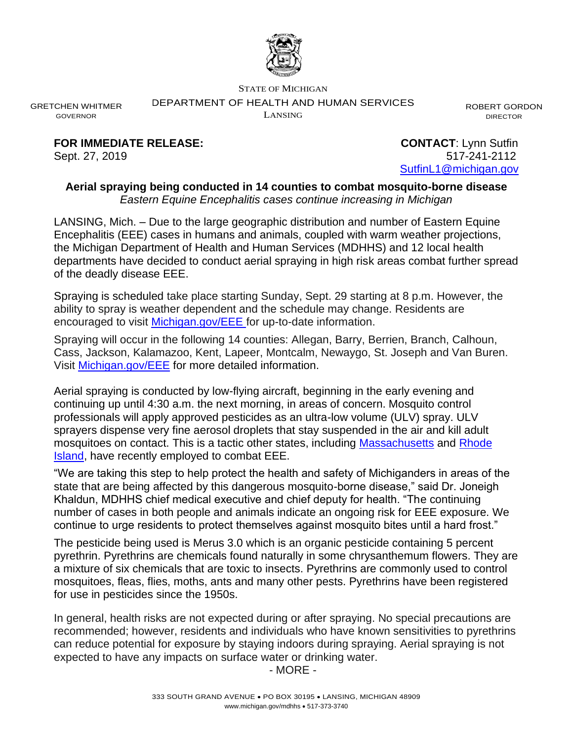STATE OF MICHIGAN

GRETCHEN WHITMER
GOVERNOR

DEPARTMENT OF HEALTH AND HUMAN SERVICES
LANSING

ROBERT GORDON
DIRECTOR

**FOR IMMEDIATE RELEASE:**
Sept. 27, 2019

**CONTACT**: Lynn Sutfin
517-241-2112
SutfinL1@michigan.gov

**Aerial spraying being conducted in 14 counties to combat mosquito-borne disease**

*Eastern Equine Encephalitis cases continue increasing in Michigan*

LANSING, Mich. – Due to the large geographic distribution and number of Eastern Equine Encephalitis (EEE) cases in humans and animals, coupled with warm weather projections, the Michigan Department of Health and Human Services (MDHHS) and 12 local health departments have decided to conduct aerial spraying in high risk areas combat further spread of the deadly disease EEE.

Spraying is scheduled take place starting Sunday, Sept. 29 starting at 8 p.m. However, the ability to spray is weather dependent and the schedule may change. Residents are encouraged to visit Michigan.gov/EEE for up-to-date information.

Spraying will occur in the following 14 counties: Allegan, Barry, Berrien, Branch, Calhoun, Cass, Jackson, Kalamazoo, Kent, Lapeer, Montcalm, Newaygo, St. Joseph and Van Buren. Visit Michigan.gov/EEE for more detailed information.

Aerial spraying is conducted by low-flying aircraft, beginning in the early evening and continuing up until 4:30 a.m. the next morning, in areas of concern. Mosquito control professionals will apply approved pesticides as an ultra-low volume (ULV) spray. ULV sprayers dispense very fine aerosol droplets that stay suspended in the air and kill adult mosquitoes on contact. This is a tactic other states, including Massachusetts and Rhode Island, have recently employed to combat EEE.

"We are taking this step to help protect the health and safety of Michiganders in areas of the state that are being affected by this dangerous mosquito-borne disease," said Dr. Joneigh Khaldun, MDHHS chief medical executive and chief deputy for health. "The continuing number of cases in both people and animals indicate an ongoing risk for EEE exposure. We continue to urge residents to protect themselves against mosquito bites until a hard frost."

The pesticide being used is Merus 3.0 which is an organic pesticide containing 5 percent pyrethrin. Pyrethrins are chemicals found naturally in some chrysanthemum flowers. They are a mixture of six chemicals that are toxic to insects. Pyrethrins are commonly used to control mosquitoes, fleas, flies, moths, ants and many other pests. Pyrethrins have been registered for use in pesticides since the 1950s.

In general, health risks are not expected during or after spraying. No special precautions are recommended; however, residents and individuals who have known sensitivities to pyrethrins can reduce potential for exposure by staying indoors during spraying. Aerial spraying is not expected to have any impacts on surface water or drinking water.

- MORE -

333 SOUTH GRAND AVENUE • PO BOX 30195 • LANSING, MICHIGAN 48909
www.michigan.gov/mdhhs • 517-373-3740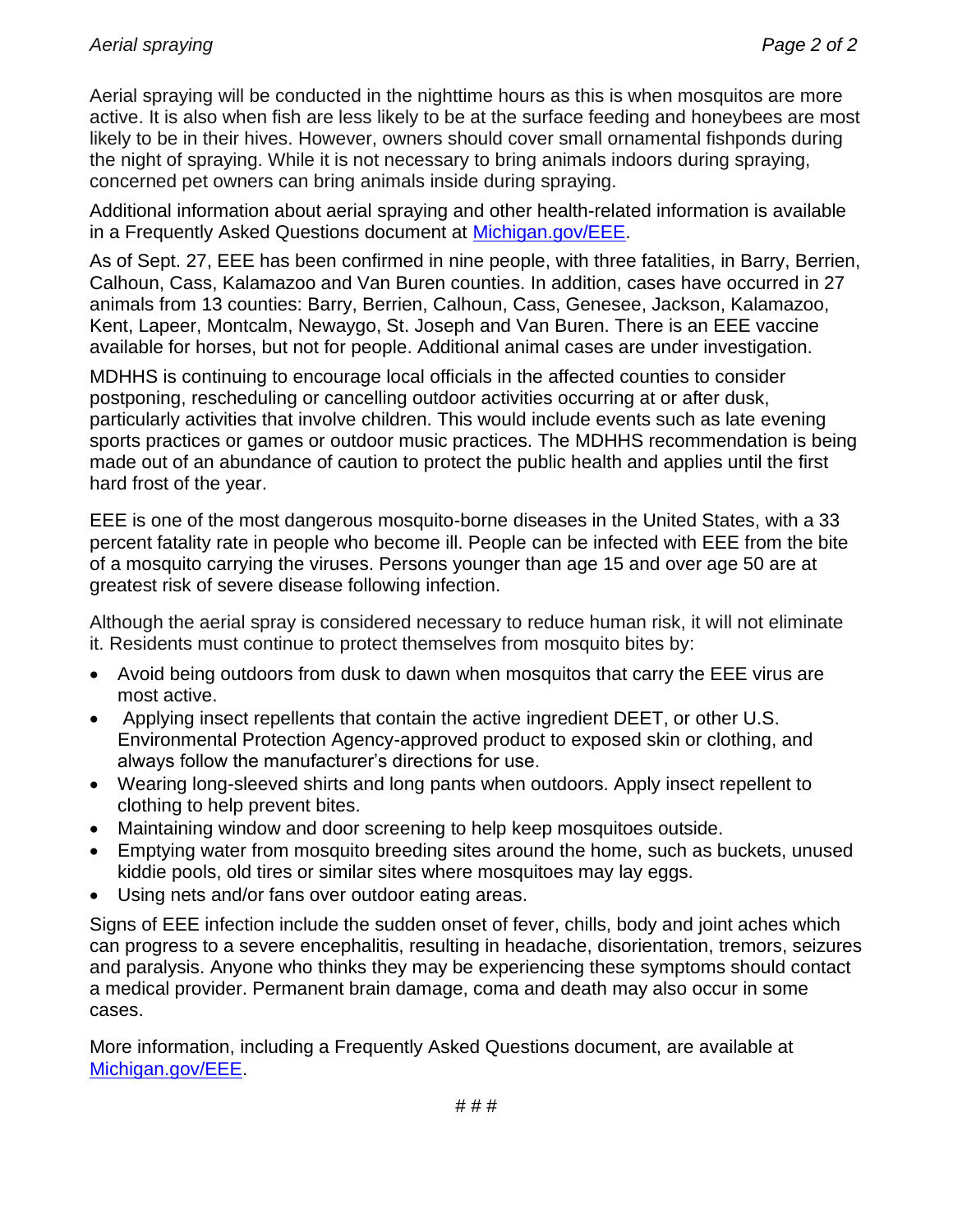Aerial spraying will be conducted in the nighttime hours as this is when mosquitos are more active. It is also when fish are less likely to be at the surface feeding and honeybees are most likely to be in their hives. However, owners should cover small ornamental fishponds during the night of spraying. While it is not necessary to bring animals indoors during spraying, concerned pet owners can bring animals inside during spraying.

Additional information about aerial spraying and other health-related information is available in a Frequently Asked Questions document at [Michigan.gov/EEE](Michigan.gov/EEE).

As of Sept. 27, EEE has been confirmed in nine people, with three fatalities, in Barry, Berrien, Calhoun, Cass, Kalamazoo and Van Buren counties. In addition, cases have occurred in 27 animals from 13 counties: Barry, Berrien, Calhoun, Cass, Genesee, Jackson, Kalamazoo, Kent, Lapeer, Montcalm, Newaygo, St. Joseph and Van Buren. There is an EEE vaccine available for horses, but not for people. Additional animal cases are under investigation.

MDHHS is continuing to encourage local officials in the affected counties to consider postponing, rescheduling or cancelling outdoor activities occurring at or after dusk, particularly activities that involve children. This would include events such as late evening sports practices or games or outdoor music practices. The MDHHS recommendation is being made out of an abundance of caution to protect the public health and applies until the first hard frost of the year.

EEE is one of the most dangerous mosquito-borne diseases in the United States, with a 33 percent fatality rate in people who become ill. People can be infected with EEE from the bite of a mosquito carrying the viruses. Persons younger than age 15 and over age 50 are at greatest risk of severe disease following infection.

Although the aerial spray is considered necessary to reduce human risk, it will not eliminate it. Residents must continue to protect themselves from mosquito bites by:

- Avoid being outdoors from dusk to dawn when mosquitos that carry the EEE virus are most active.
- Applying insect repellents that contain the active ingredient DEET, or other U.S. Environmental Protection Agency-approved product to exposed skin or clothing, and always follow the manufacturer's directions for use.
- Wearing long-sleeved shirts and long pants when outdoors. Apply insect repellent to clothing to help prevent bites.
- Maintaining window and door screening to help keep mosquitoes outside.
- Emptying water from mosquito breeding sites around the home, such as buckets, unused kiddie pools, old tires or similar sites where mosquitoes may lay eggs.
- Using nets and/or fans over outdoor eating areas.

Signs of EEE infection include the sudden onset of fever, chills, body and joint aches which can progress to a severe encephalitis, resulting in headache, disorientation, tremors, seizures and paralysis. Anyone who thinks they may be experiencing these symptoms should contact a medical provider. Permanent brain damage, coma and death may also occur in some cases.

More information, including a Frequently Asked Questions document, are available at [Michigan.gov/EEE](Michigan.gov/EEE).

# # #